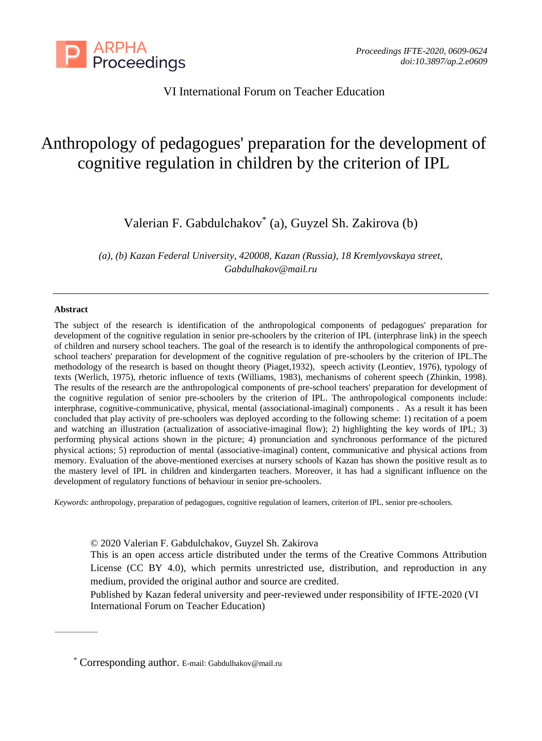VI International Forum on Teacher Education

# Anthropology of pedagogues' preparation for the development of cognitive regulation in children by the criterion of IPL

Valerian F. Gabdulchakov* (a), Guyzel Sh. Zakirova (b)

*(a), (b) Kazan Federal University, 420008, Kazan (Russia), 18 Kremlyovskaya street, Gabdulhakov@mail.ru*

---

**Abstract**

The subject of the research is identification of the anthropological components of pedagogues' preparation for development of the cognitive regulation in senior pre-schoolers by the criterion of IPL (interphrase link) in the speech of children and nursery school teachers. The goal of the research is to identify the anthropological components of pre-school teachers' preparation for development of the cognitive regulation of pre-schoolers by the criterion of IPL.The methodology of the research is based on thought theory (Piaget,1932), speech activity (Leontiev, 1976), typology of texts (Werlich, 1975), rhetoric influence of texts (Williams, 1983), mechanisms of coherent speech (Zhinkin, 1998). The results of the research are the anthropological components of pre-school teachers' preparation for development of the cognitive regulation of senior pre-schoolers by the criterion of IPL. The anthropological components include: interphrase, cognitive-communicative, physical, mental (associational-imaginal) components . As a result it has been concluded that play activity of pre-schoolers was deployed according to the following scheme: 1) recitation of a poem and watching an illustration (actualization of associative-imaginal flow); 2) highlighting the key words of IPL; 3) performing physical actions shown in the picture; 4) pronunciation and synchronous performance of the pictured physical actions; 5) reproduction of mental (associative-imaginal) content, communicative and physical actions from memory. Evaluation of the above-mentioned exercises at nursery schools of Kazan has shown the positive result as to the mastery level of IPL in children and kindergarten teachers. Moreover, it has had a significant influence on the development of regulatory functions of behaviour in senior pre-schoolers.

*Keywords*: anthropology, preparation of pedagogues, cognitive regulation of learners, criterion of IPL, senior pre-schoolers.

© 2020 Valerian F. Gabdulchakov, Guyzel Sh. Zakirova
This is an open access article distributed under the terms of the Creative Commons Attribution License (CC BY 4.0), which permits unrestricted use, distribution, and reproduction in any medium, provided the original author and source are credited.
Published by Kazan federal university and peer-reviewed under responsibility of IFTE-2020 (VI International Forum on Teacher Education)

---

\* Corresponding author. E-mail: Gabdulhakov@mail.ru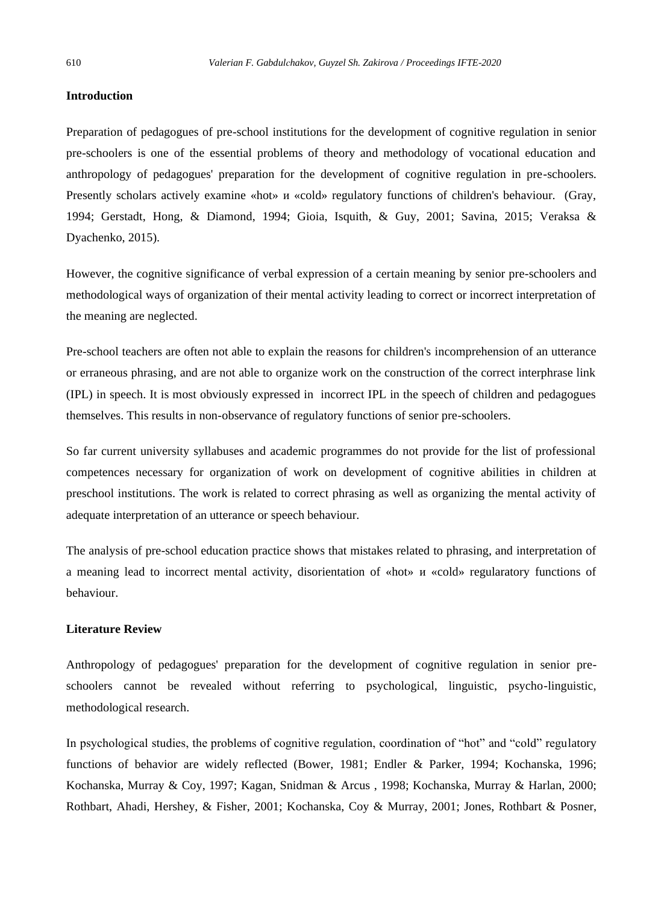**Introduction**

Preparation of pedagogues of pre-school institutions for the development of cognitive regulation in senior pre-schoolers is one of the essential problems of theory and methodology of vocational education and anthropology of pedagogues' preparation for the development of cognitive regulation in pre-schoolers. Presently scholars actively examine «hot» и «cold» regulatory functions of children's behaviour. (Gray, 1994; Gerstadt, Hong, & Diamond, 1994; Gioia, Isquith, & Guy, 2001; Savina, 2015; Veraksa & Dyachenko, 2015).

However, the cognitive significance of verbal expression of a certain meaning by senior pre-schoolers and methodological ways of organization of their mental activity leading to correct or incorrect interpretation of the meaning are neglected.

Pre-school teachers are often not able to explain the reasons for children's incomprehension of an utterance or erraneous phrasing, and are not able to organize work on the construction of the correct interphrase link (IPL) in speech. It is most obviously expressed in incorrect IPL in the speech of children and pedagogues themselves. This results in non-observance of regulatory functions of senior pre-schoolers.

So far current university syllabuses and academic programmes do not provide for the list of professional competences necessary for organization of work on development of cognitive abilities in children at preschool institutions. The work is related to correct phrasing as well as organizing the mental activity of adequate interpretation of an utterance or speech behaviour.

The analysis of pre-school education practice shows that mistakes related to phrasing, and interpretation of a meaning lead to incorrect mental activity, disorientation of «hot» и «cold» regularatory functions of behaviour.

**Literature Review**

Anthropology of pedagogues' preparation for the development of cognitive regulation in senior pre-schoolers cannot be revealed without referring to psychological, linguistic, psycho-linguistic, methodological research.

In psychological studies, the problems of cognitive regulation, coordination of "hot" and "cold" regulatory functions of behavior are widely reflected (Bower, 1981; Endler & Parker, 1994; Kochanska, 1996; Kochanska, Murray & Coy, 1997; Kagan, Snidman & Arcus , 1998; Kochanska, Murray & Harlan, 2000; Rothbart, Ahadi, Hershey, & Fisher, 2001; Kochanska, Coy & Murray, 2001; Jones, Rothbart & Posner,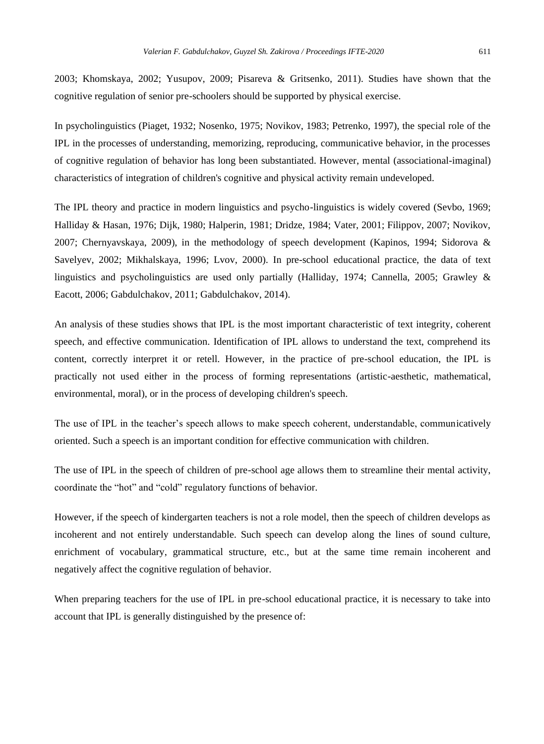2003; Khomskaya, 2002; Yusupov, 2009; Pisareva & Gritsenko, 2011). Studies have shown that the cognitive regulation of senior pre-schoolers should be supported by physical exercise.

In psycholinguistics (Piaget, 1932; Nosenko, 1975; Novikov, 1983; Petrenko, 1997), the special role of the IPL in the processes of understanding, memorizing, reproducing, communicative behavior, in the processes of cognitive regulation of behavior has long been substantiated. However, mental (associational-imaginal) characteristics of integration of children's cognitive and physical activity remain undeveloped.

The IPL theory and practice in modern linguistics and psycho-linguistics is widely covered (Sevbo, 1969; Halliday & Hasan, 1976; Dijk, 1980; Halperin, 1981; Dridze, 1984; Vater, 2001; Filippov, 2007; Novikov, 2007; Chernyavskaya, 2009), in the methodology of speech development (Kapinos, 1994; Sidorova & Savelyev, 2002; Mikhalskaya, 1996; Lvov, 2000). In pre-school educational practice, the data of text linguistics and psycholinguistics are used only partially (Halliday, 1974; Cannella, 2005; Grawley & Eacott, 2006; Gabdulchakov, 2011; Gabdulchakov, 2014).

An analysis of these studies shows that IPL is the most important characteristic of text integrity, coherent speech, and effective communication. Identification of IPL allows to understand the text, comprehend its content, correctly interpret it or retell. However, in the practice of pre-school education, the IPL is practically not used either in the process of forming representations (artistic-aesthetic, mathematical, environmental, moral), or in the process of developing children's speech.

The use of IPL in the teacher's speech allows to make speech coherent, understandable, communicatively oriented. Such a speech is an important condition for effective communication with children.

The use of IPL in the speech of children of pre-school age allows them to streamline their mental activity, coordinate the "hot" and "cold" regulatory functions of behavior.

However, if the speech of kindergarten teachers is not a role model, then the speech of children develops as incoherent and not entirely understandable. Such speech can develop along the lines of sound culture, enrichment of vocabulary, grammatical structure, etc., but at the same time remain incoherent and negatively affect the cognitive regulation of behavior.

When preparing teachers for the use of IPL in pre-school educational practice, it is necessary to take into account that IPL is generally distinguished by the presence of: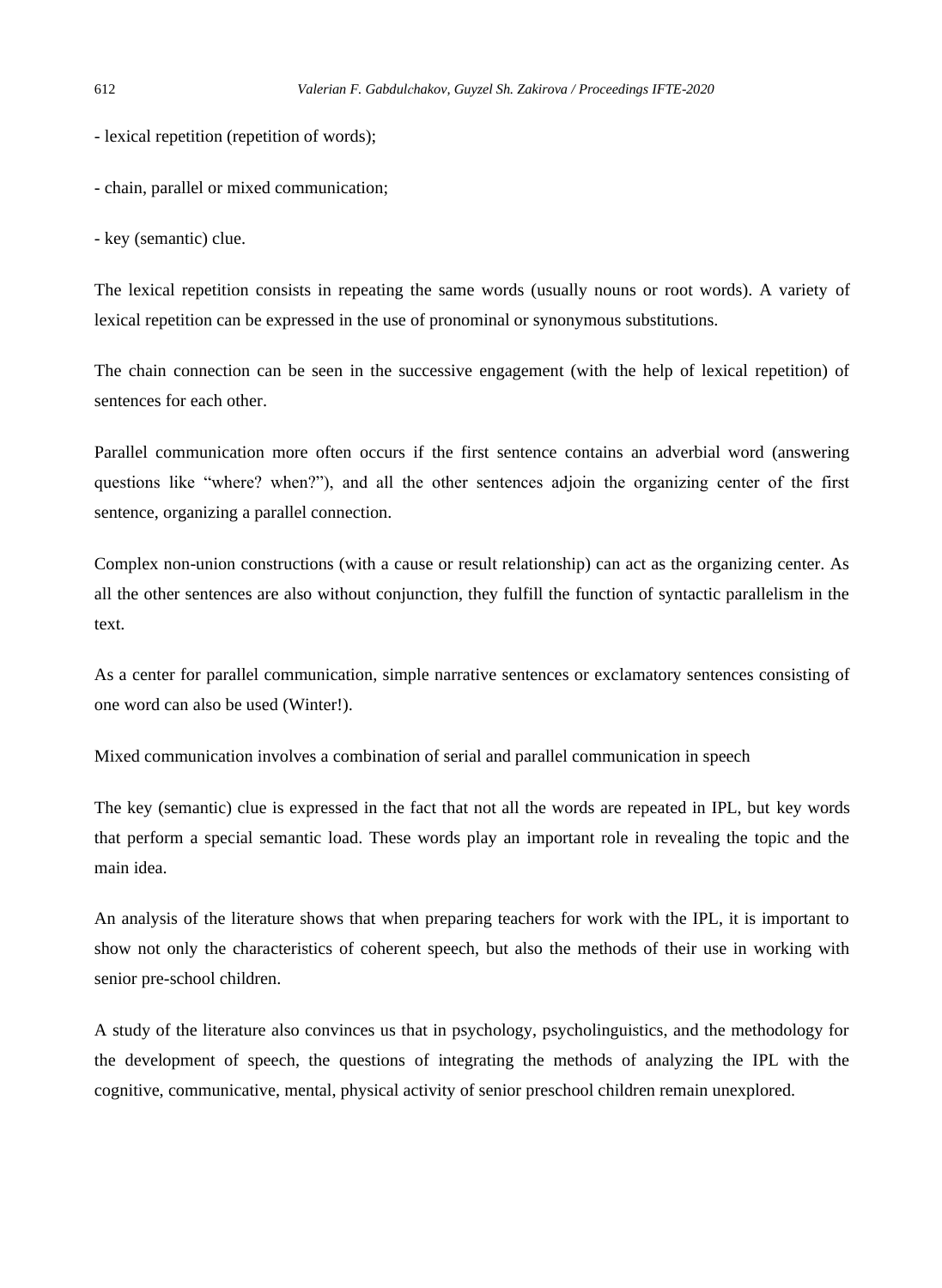- lexical repetition (repetition of words);

- chain, parallel or mixed communication;

- key (semantic) clue.

The lexical repetition consists in repeating the same words (usually nouns or root words). A variety of lexical repetition can be expressed in the use of pronominal or synonymous substitutions.

The chain connection can be seen in the successive engagement (with the help of lexical repetition) of sentences for each other.

Parallel communication more often occurs if the first sentence contains an adverbial word (answering questions like "where? when?"), and all the other sentences adjoin the organizing center of the first sentence, organizing a parallel connection.

Complex non-union constructions (with a cause or result relationship) can act as the organizing center. As all the other sentences are also without conjunction, they fulfill the function of syntactic parallelism in the text.

As a center for parallel communication, simple narrative sentences or exclamatory sentences consisting of one word can also be used (Winter!).

Mixed communication involves a combination of serial and parallel communication in speech

The key (semantic) clue is expressed in the fact that not all the words are repeated in IPL, but key words that perform a special semantic load. These words play an important role in revealing the topic and the main idea.

An analysis of the literature shows that when preparing teachers for work with the IPL, it is important to show not only the characteristics of coherent speech, but also the methods of their use in working with senior pre-school children.

A study of the literature also convinces us that in psychology, psycholinguistics, and the methodology for the development of speech, the questions of integrating the methods of analyzing the IPL with the cognitive, communicative, mental, physical activity of senior preschool children remain unexplored.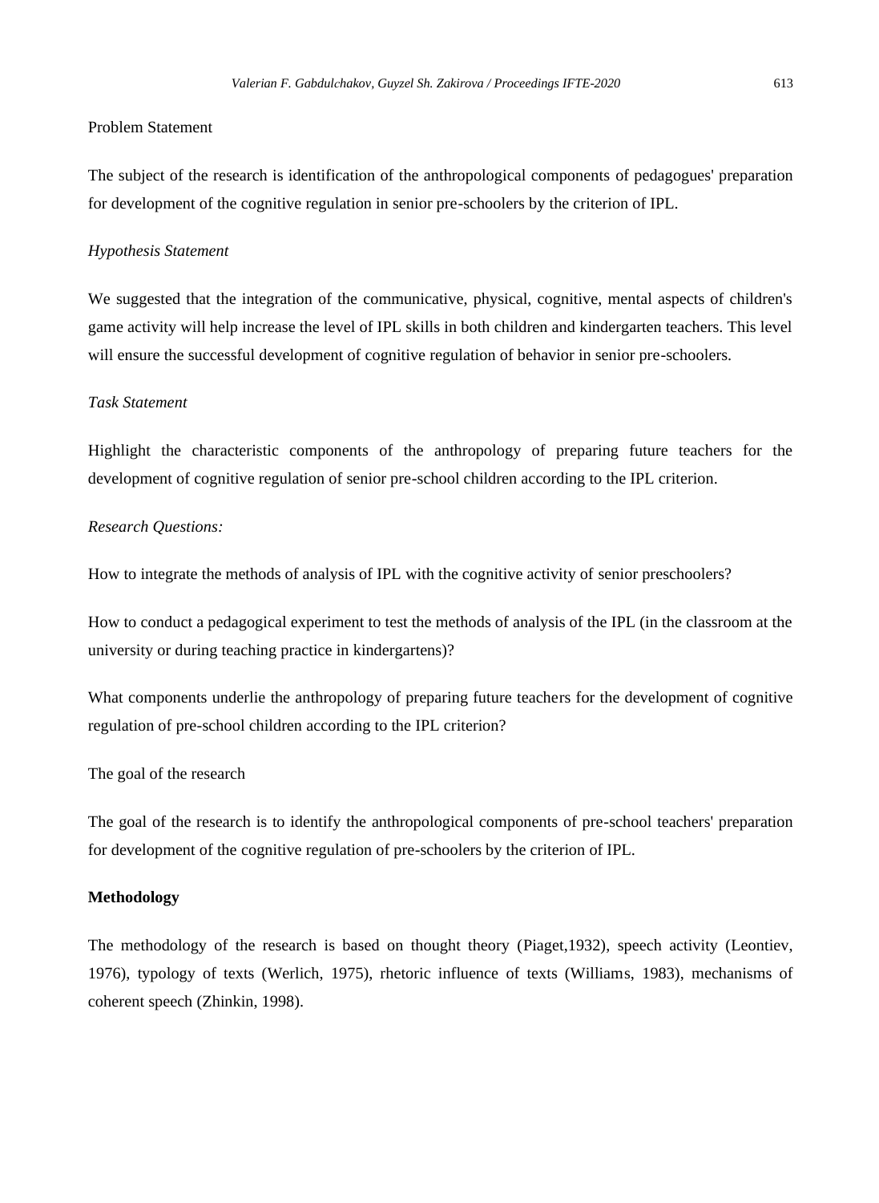## Problem Statement

The subject of the research is identification of the anthropological components of pedagogues' preparation for development of the cognitive regulation in senior pre-schoolers by the criterion of IPL.

### *Hypothesis Statement*

We suggested that the integration of the communicative, physical, cognitive, mental aspects of children's game activity will help increase the level of IPL skills in both children and kindergarten teachers. This level will ensure the successful development of cognitive regulation of behavior in senior pre-schoolers.

### *Task Statement*

Highlight the characteristic components of the anthropology of preparing future teachers for the development of cognitive regulation of senior pre-school children according to the IPL criterion.

### *Research Questions:*

How to integrate the methods of analysis of IPL with the cognitive activity of senior preschoolers?

How to conduct a pedagogical experiment to test the methods of analysis of the IPL (in the classroom at the university or during teaching practice in kindergartens)?

What components underlie the anthropology of preparing future teachers for the development of cognitive regulation of pre-school children according to the IPL criterion?

### The goal of the research

The goal of the research is to identify the anthropological components of pre-school teachers' preparation for development of the cognitive regulation of pre-schoolers by the criterion of IPL.

## Methodology

The methodology of the research is based on thought theory (Piaget,1932), speech activity (Leontiev, 1976), typology of texts (Werlich, 1975), rhetoric influence of texts (Williams, 1983), mechanisms of coherent speech (Zhinkin, 1998).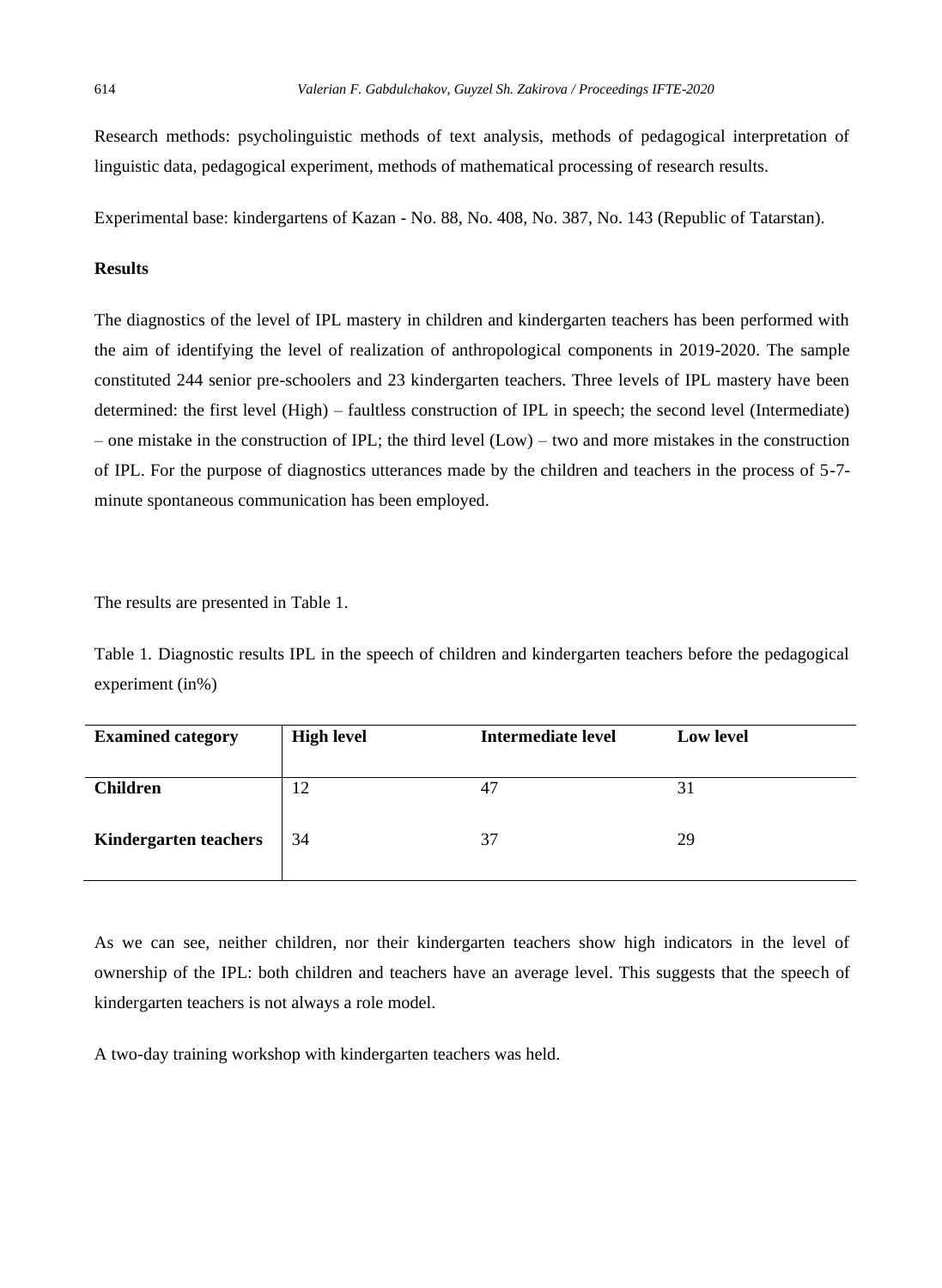Research methods: psycholinguistic methods of text analysis, methods of pedagogical interpretation of linguistic data, pedagogical experiment, methods of mathematical processing of research results.

Experimental base: kindergartens of Kazan - No. 88, No. 408, No. 387, No. 143 (Republic of Tatarstan).

**Results**

The diagnostics of the level of IPL mastery in children and kindergarten teachers has been performed with the aim of identifying the level of realization of anthropological components in 2019-2020. The sample constituted 244 senior pre-schoolers and 23 kindergarten teachers. Three levels of IPL mastery have been determined: the first level (High) – faultless construction of IPL in speech; the second level (Intermediate) – one mistake in the construction of IPL; the third level (Low) – two and more mistakes in the construction of IPL. For the purpose of diagnostics utterances made by the children and teachers in the process of 5-7-minute spontaneous communication has been employed.

The results are presented in Table 1.

Table 1. Diagnostic results IPL in the speech of children and kindergarten teachers before the pedagogical experiment (in%)

| Examined category | High level | Intermediate level | Low level |
|---|---|---|---|
| **Children** | 12 | 47 | 31 |
| **Kindergarten teachers** | 34 | 37 | 29 |

As we can see, neither children, nor their kindergarten teachers show high indicators in the level of ownership of the IPL: both children and teachers have an average level. This suggests that the speech of kindergarten teachers is not always a role model.

A two-day training workshop with kindergarten teachers was held.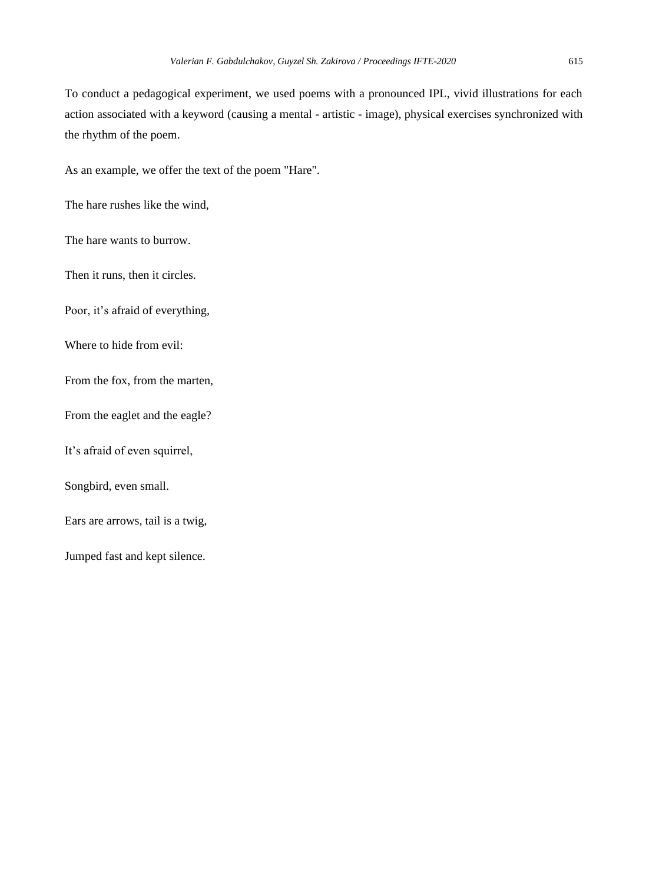To conduct a pedagogical experiment, we used poems with a pronounced IPL, vivid illustrations for each action associated with a keyword (causing a mental - artistic - image), physical exercises synchronized with the rhythm of the poem.

As an example, we offer the text of the poem "Hare".

The hare rushes like the wind,

The hare wants to burrow.

Then it runs, then it circles.

Poor, it's afraid of everything,

Where to hide from evil:

From the fox, from the marten,

From the eaglet and the eagle?

It's afraid of even squirrel,

Songbird, even small.

Ears are arrows, tail is a twig,

Jumped fast and kept silence.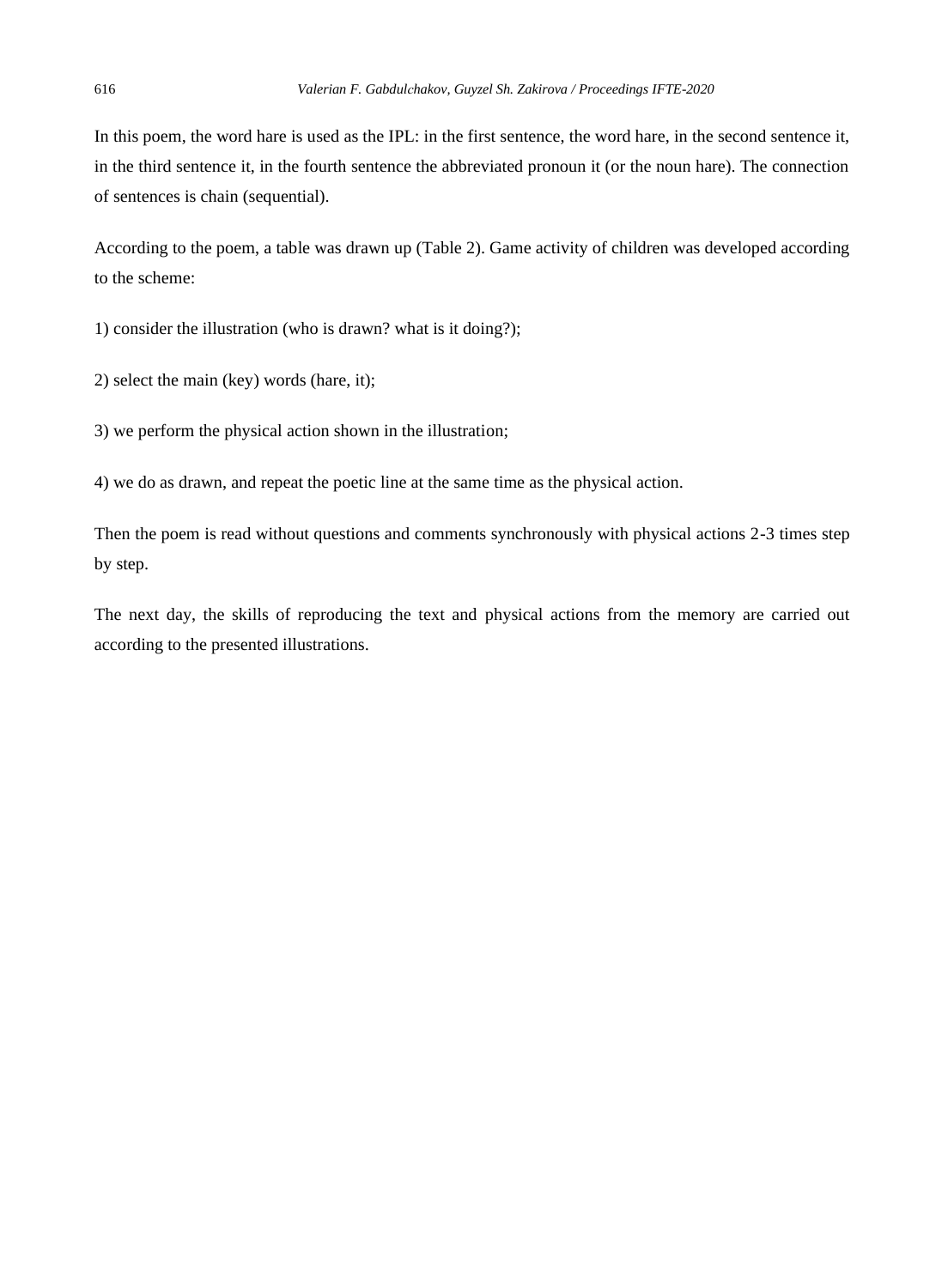In this poem, the word hare is used as the IPL: in the first sentence, the word hare, in the second sentence it, in the third sentence it, in the fourth sentence the abbreviated pronoun it (or the noun hare). The connection of sentences is chain (sequential).

According to the poem, a table was drawn up (Table 2). Game activity of children was developed according to the scheme:

1) consider the illustration (who is drawn? what is it doing?);

2) select the main (key) words (hare, it);

3) we perform the physical action shown in the illustration;

4) we do as drawn, and repeat the poetic line at the same time as the physical action.

Then the poem is read without questions and comments synchronously with physical actions 2-3 times step by step.

The next day, the skills of reproducing the text and physical actions from the memory are carried out according to the presented illustrations.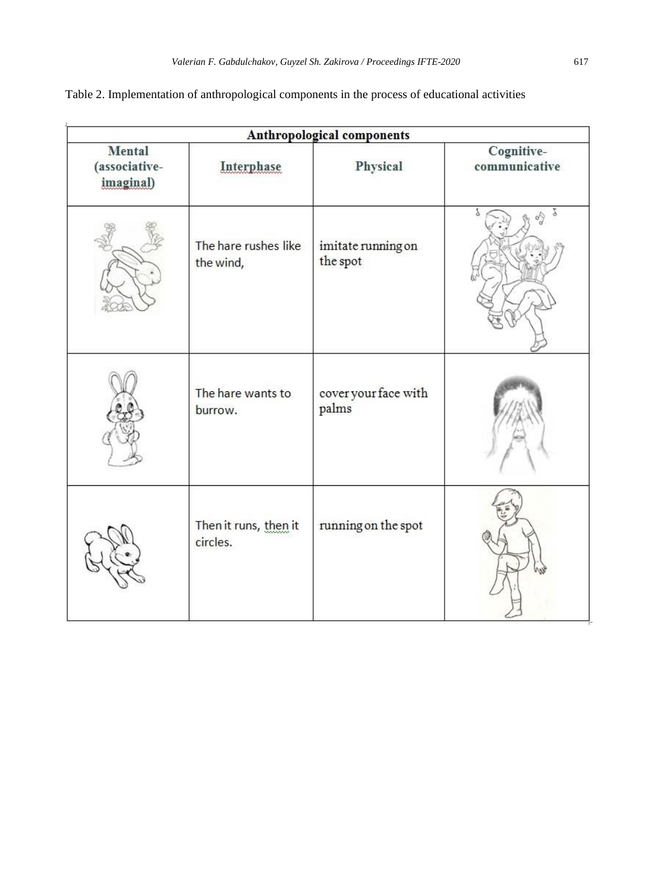Table 2. Implementation of anthropological components in the process of educational activities

| Anthropological components | | | |
|---|---|---|---|
| **Mental (associative-imaginal)** | **Interphase** | **Physical** | **Cognitive-communicative** |
| | The hare rushes like the wind, | imitate running on the spot | |
| | The hare wants to burrow. | cover your face with palms | |
| | Then it runs, then it circles. | running on the spot | |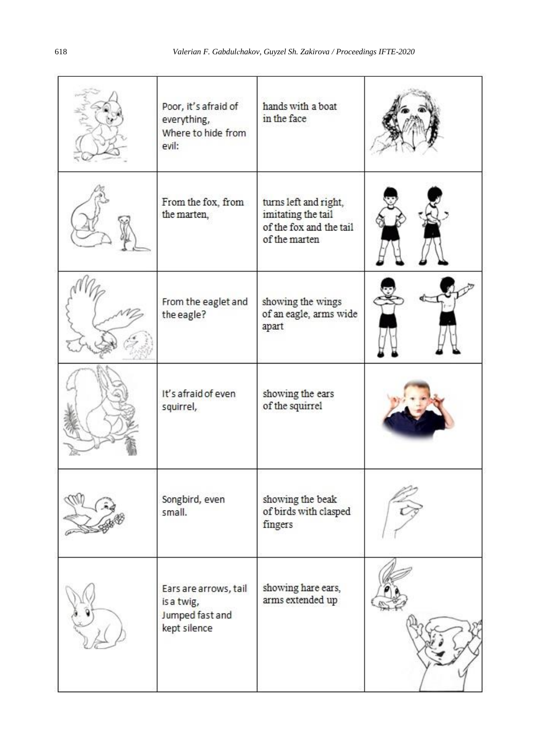| | | | |
|---|---|---|---|
| | Poor, it's afraid of everything, Where to hide from evil: | hands with a boat in the face | |
| | From the fox, from the marten, | turns left and right, imitating the tail of the fox and the tail of the marten | |
| | From the eaglet and the eagle? | showing the wings of an eagle, arms wide apart | |
| | It's afraid of even squirrel, | showing the ears of the squirrel | |
| | Songbird, even small. | showing the beak of birds with clasped fingers | |
| | Ears are arrows, tail is a twig, Jumped fast and kept silence | showing hare ears, arms extended up | |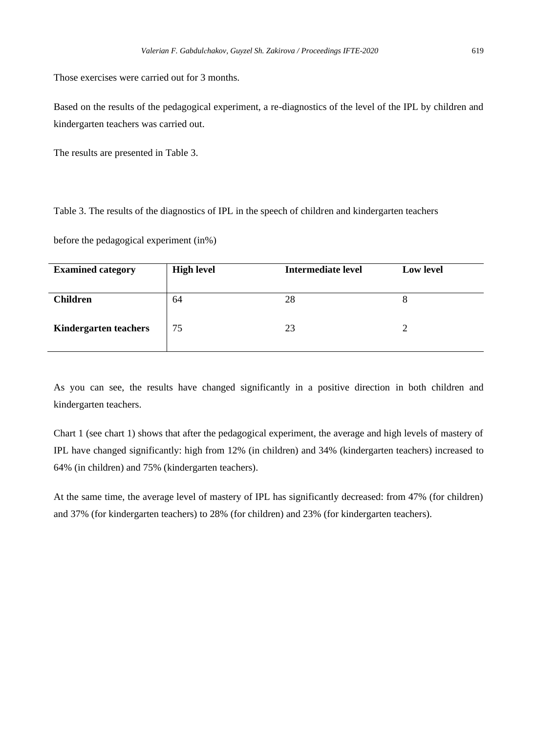Those exercises were carried out for 3 months.

Based on the results of the pedagogical experiment, a re-diagnostics of the level of the IPL by children and kindergarten teachers was carried out.

The results are presented in Table 3.

Table 3. The results of the diagnostics of IPL in the speech of children and kindergarten teachers

before the pedagogical experiment (in%)

| **Examined category** | **High level** | **Intermediate level** | **Low level** |
|---|---|---|---|
| **Children** | 64 | 28 | 8 |
| **Kindergarten teachers** | 75 | 23 | 2 |

As you can see, the results have changed significantly in a positive direction in both children and kindergarten teachers.

Chart 1 (see chart 1) shows that after the pedagogical experiment, the average and high levels of mastery of IPL have changed significantly: high from 12% (in children) and 34% (kindergarten teachers) increased to 64% (in children) and 75% (kindergarten teachers).

At the same time, the average level of mastery of IPL has significantly decreased: from 47% (for children) and 37% (for kindergarten teachers) to 28% (for children) and 23% (for kindergarten teachers).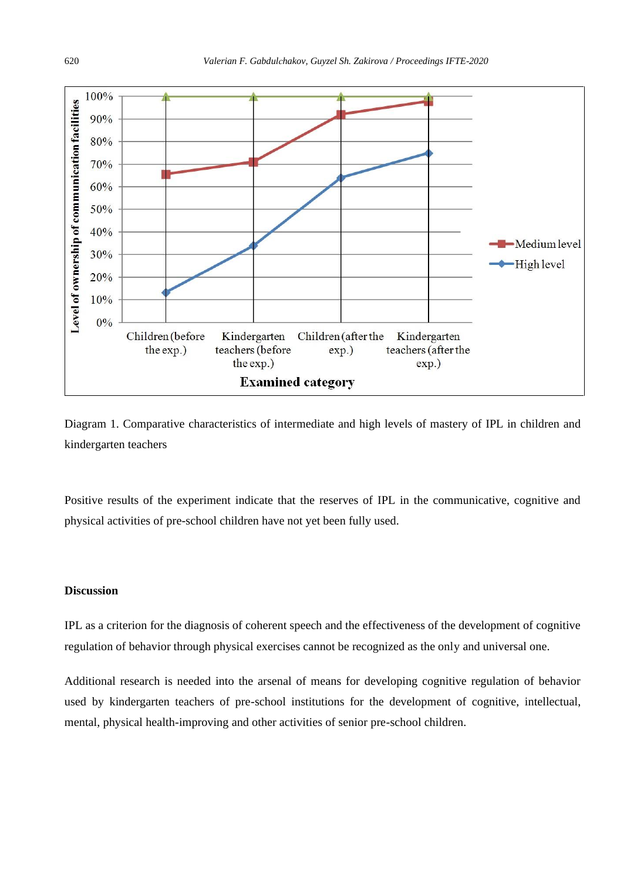Diagram 1. Comparative characteristics of intermediate and high levels of mastery of IPL in children and kindergarten teachers

Positive results of the experiment indicate that the reserves of IPL in the communicative, cognitive and physical activities of pre-school children have not yet been fully used.

## Discussion

IPL as a criterion for the diagnosis of coherent speech and the effectiveness of the development of cognitive regulation of behavior through physical exercises cannot be recognized as the only and universal one.

Additional research is needed into the arsenal of means for developing cognitive regulation of behavior used by kindergarten teachers of pre-school institutions for the development of cognitive, intellectual, mental, physical health-improving and other activities of senior pre-school children.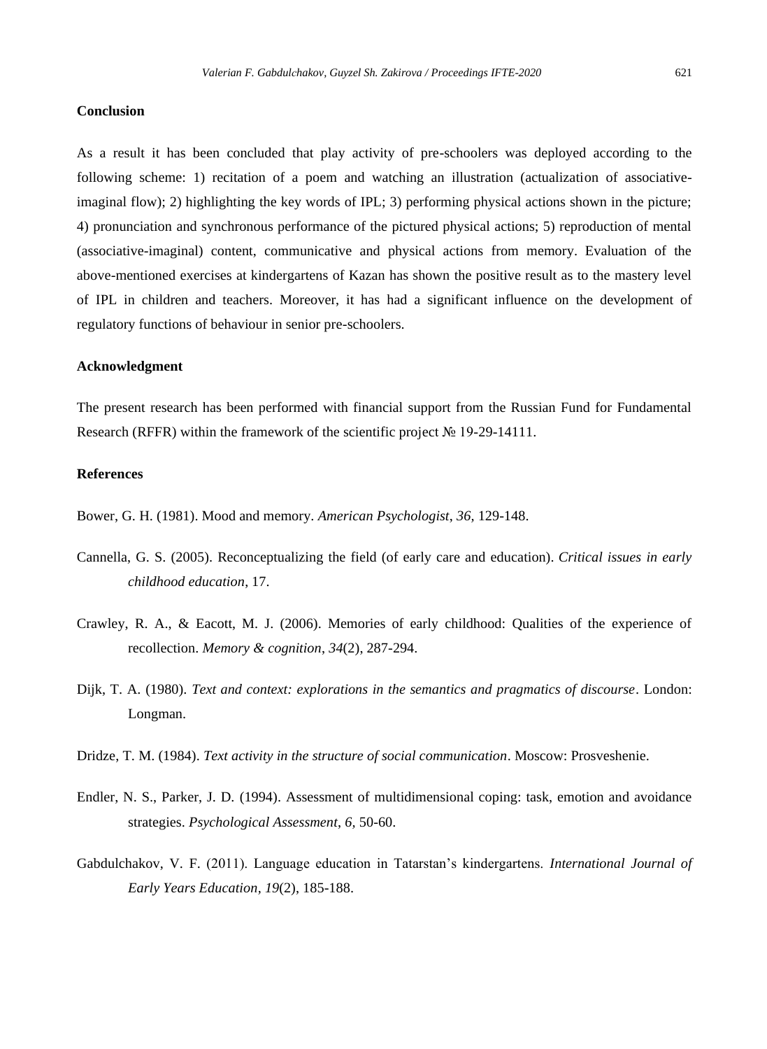## Conclusion

As a result it has been concluded that play activity of pre-schoolers was deployed according to the following scheme: 1) recitation of a poem and watching an illustration (actualization of associative-imaginal flow); 2) highlighting the key words of IPL; 3) performing physical actions shown in the picture; 4) pronunciation and synchronous performance of the pictured physical actions; 5) reproduction of mental (associative-imaginal) content, communicative and physical actions from memory. Evaluation of the above-mentioned exercises at kindergartens of Kazan has shown the positive result as to the mastery level of IPL in children and teachers. Moreover, it has had a significant influence on the development of regulatory functions of behaviour in senior pre-schoolers.

## Acknowledgment

The present research has been performed with financial support from the Russian Fund for Fundamental Research (RFFR) within the framework of the scientific project № 19-29-14111.

## References

Bower, G. H. (1981). Mood and memory. *American Psychologist*, *36,* 129-148.

Cannella, G. S. (2005). Reconceptualizing the field (of early care and education). *Critical issues in early childhood education*, 17.

Crawley, R. A., & Eacott, M. J. (2006). Memories of early childhood: Qualities of the experience of recollection. *Memory & cognition*, *34*(2), 287-294.

Dijk, T. A. (1980). *Text and context: explorations in the semantics and pragmatics of discourse*. London: Longman.

Dridze, T. M. (1984). *Text activity in the structure of social communication*. Moscow: Prosveshenie.

Endler, N. S., Parker, J. D. (1994). Assessment of multidimensional coping: task, emotion and avoidance strategies. *Psychological Assessment*, *6,* 50-60.

Gabdulchakov, V. F. (2011). Language education in Tatarstan's kindergartens. *International Journal of Early Years Education*, *19*(2), 185-188.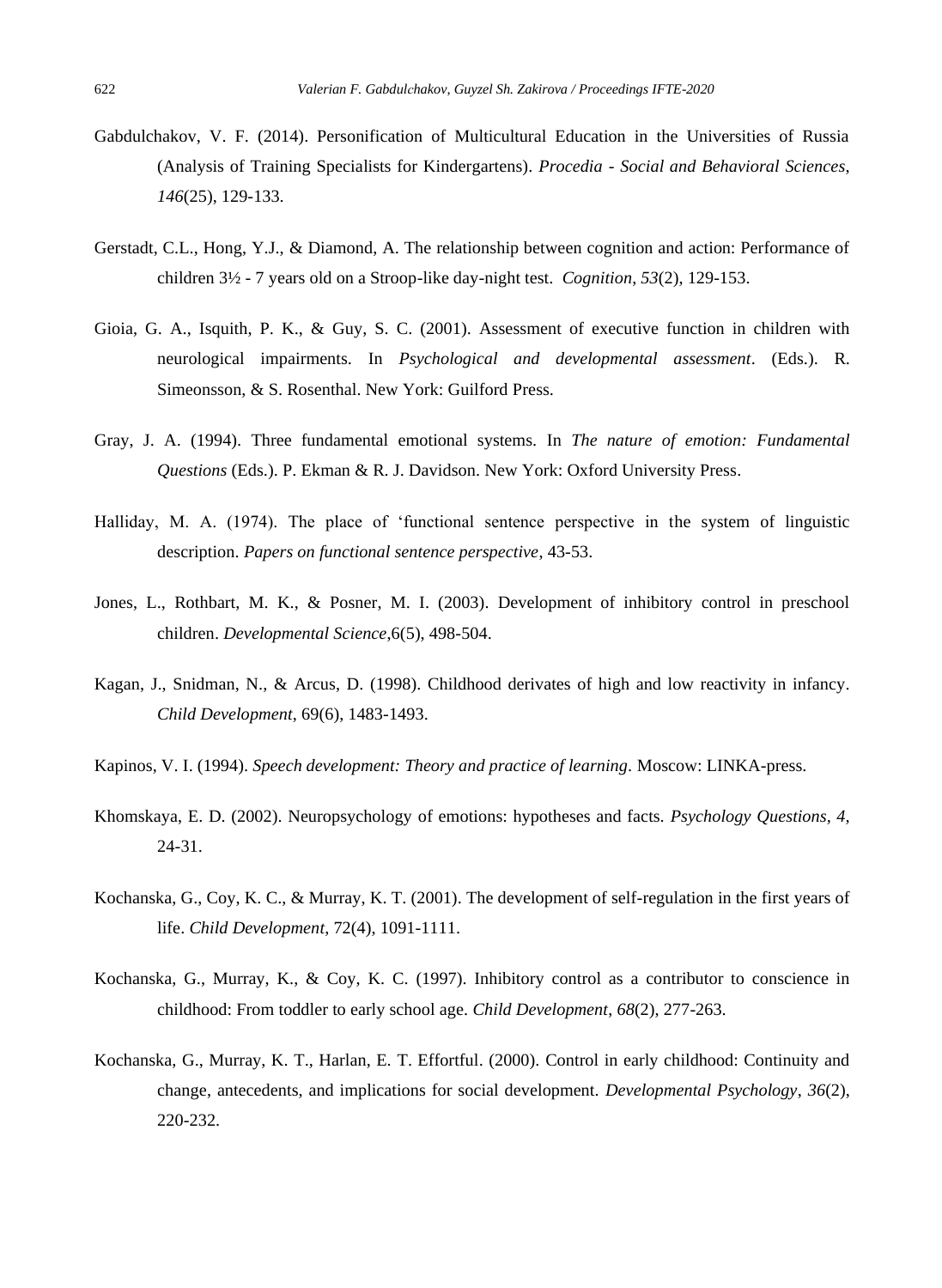Gabdulchakov, V. F. (2014). Personification of Multicultural Education in the Universities of Russia (Analysis of Training Specialists for Kindergartens). *Procedia - Social and Behavioral Sciences*, *146*(25), 129-133.

Gerstadt, C.L., Hong, Y.J., & Diamond, A. The relationship between cognition and action: Performance of children 3½ - 7 years old on a Stroop-like day-night test. *Cognition*, *53*(2), 129-153.

Gioia, G. A., Isquith, P. K., & Guy, S. C. (2001). Assessment of executive function in children with neurological impairments. In *Psychological and developmental assessment*. (Eds.). R. Simeonsson, & S. Rosenthal. New York: Guilford Press.

Gray, J. A. (1994). Three fundamental emotional systems. In *The nature of emotion: Fundamental Questions* (Eds.). P. Ekman & R. J. Davidson. New York: Oxford University Press.

Halliday, M. A. (1974). The place of 'functional sentence perspective in the system of linguistic description. *Papers on functional sentence perspective*, 43-53.

Jones, L., Rothbart, M. K., & Posner, M. I. (2003). Development of inhibitory control in preschool children. *Developmental Science*,6(5), 498-504.

Kagan, J., Snidman, N., & Arcus, D. (1998). Childhood derivates of high and low reactivity in infancy. *Child Development*, 69(6), 1483-1493.

Kapinos, V. I. (1994). *Speech development: Theory and practice of learning*. Moscow: LINKA-press.

Khomskaya, E. D. (2002). Neuropsychology of emotions: hypotheses and facts. *Psychology Questions, 4,* 24-31.

Kochanska, G., Coy, K. C., & Murray, K. T. (2001). The development of self-regulation in the first years of life. *Child Development*, 72(4), 1091-1111.

Kochanska, G., Murray, K., & Coy, K. C. (1997). Inhibitory control as a contributor to conscience in childhood: From toddler to early school age. *Child Development*, *68*(2), 277-263.

Kochanska, G., Murray, K. T., Harlan, E. T. Effortful. (2000). Control in early childhood: Continuity and change, antecedents, and implications for social development. *Developmental Psychology*, *36*(2), 220-232.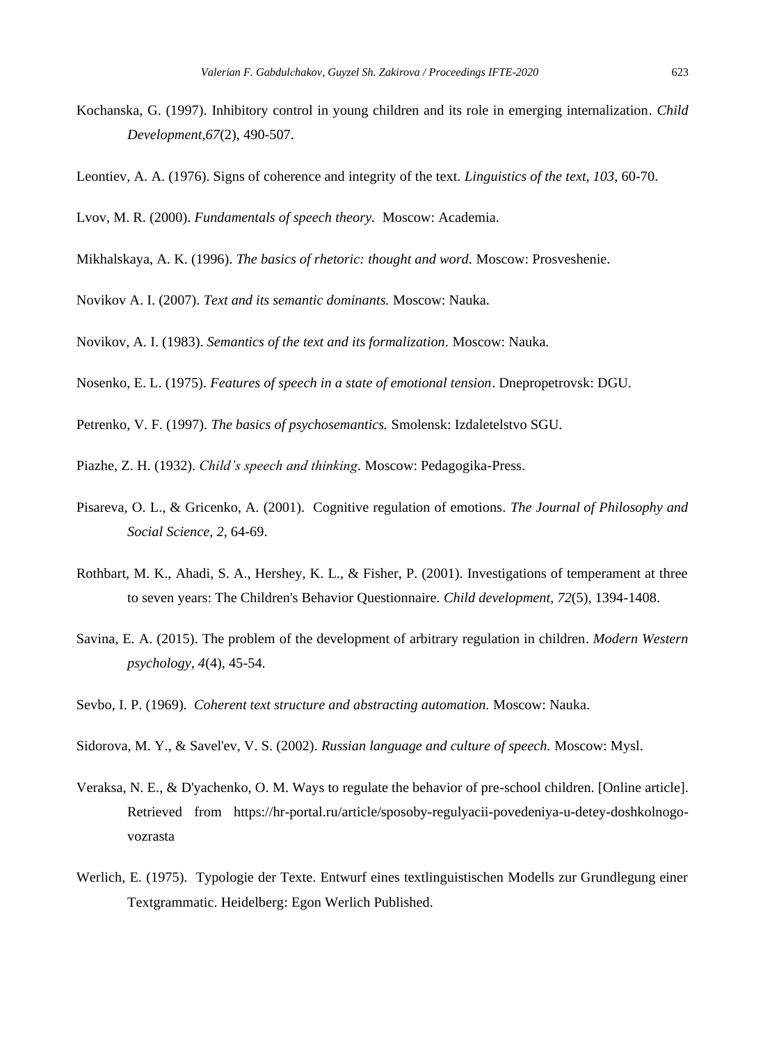Kochanska, G. (1997). Inhibitory control in young children and its role in emerging internalization. *Child Development,67*(2), 490-507.

Leontiev, A. A. (1976). Signs of coherence and integrity of the text. *Linguistics of the text, 103*, 60-70.

Lvov, M. R. (2000). *Fundamentals of speech theory.* Moscow: Academia.

Mikhalskaya, A. K. (1996). *The basics of rhetoric: thought and word.* Moscow: Prosveshenie.

Novikov A. I. (2007). *Text and its semantic dominants.* Moscow: Nauka.

Novikov, A. I. (1983). *Semantics of the text and its formalization*. Moscow: Nauka.

Nosenko, E. L. (1975). *Features of speech in a state of emotional tension*. Dnepropetrovsk: DGU.

Petrenko, V. F. (1997). *The basics of psychosemantics.* Smolensk: Izdaletelstvo SGU.

Piazhe, Z. H. (1932). *Child's speech and thinking*. Moscow: Pedagogika-Press.

Pisareva, O. L., & Gricenko, A. (2001). Cognitive regulation of emotions. *The Journal of Philosophy and Social Science, 2,* 64-69.

Rothbart, M. K., Ahadi, S. A., Hershey, K. L., & Fisher, P. (2001). Investigations of temperament at three to seven years: The Children's Behavior Questionnaire. *Child development*, *72*(5), 1394-1408.

Savina, E. A. (2015). The problem of the development of arbitrary regulation in children. *Modern Western psychology, 4*(4), 45-54.

Sevbo, I. P. (1969). *Coherent text structure and abstracting automation.* Moscow: Nauka.

Sidorova, M. Y., & Savel'ev, V. S. (2002). *Russian language and culture of speech.* Moscow: Mysl.

Veraksa, N. E., & D'yachenko, O. M. Ways to regulate the behavior of pre-school children. [Online article]. Retrieved from https://hr-portal.ru/article/sposoby-regulyacii-povedeniya-u-detey-doshkolnogo-vozrasta

Werlich, E. (1975). Typologie der Texte. Entwurf eines textlinguistischen Modells zur Grundlegung einer Textgrammatic. Heidelberg: Egon Werlich Published.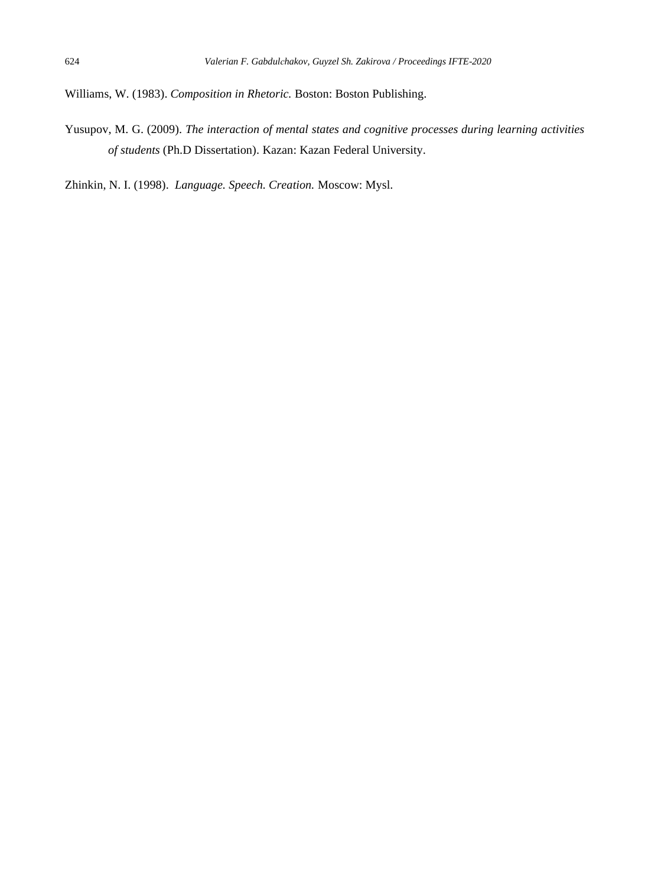Williams, W. (1983). *Composition in Rhetoric.* Boston: Boston Publishing.

Yusupov, M. G. (2009). *The interaction of mental states and cognitive processes during learning activities of students* (Ph.D Dissertation). Kazan: Kazan Federal University.

Zhinkin, N. I. (1998). *Language. Speech. Creation.* Moscow: Mysl.